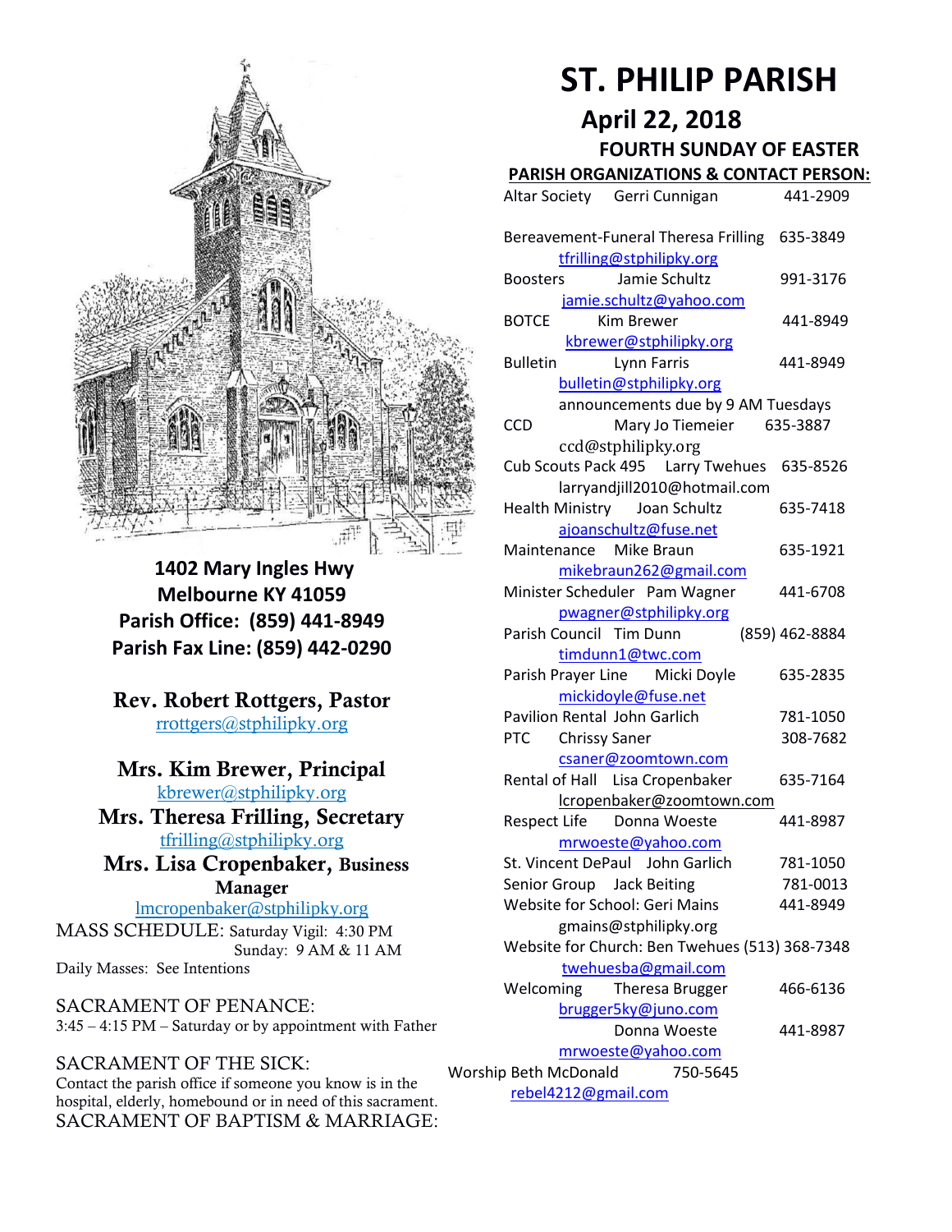# ST. PHILIP PARISH

## April 22, 2018

### FOURTH SUNDAY OF EASTER

**1402 Mary Ingles Hwy**
**Melbourne KY 41059**
**Parish Office: (859) 441-8949**
**Parish Fax Line: (859) 442-0290**

**Rev. Robert Rottgers, Pastor**
rrottgers@stphilipky.org

**Mrs. Kim Brewer, Principal**
kbrewer@stphilipky.org

**Mrs. Theresa Frilling, Secretary**
tfrilling@stphilipky.org

**Mrs. Lisa Cropenbaker, Business Manager**
lmcropenbaker@stphilipky.org

MASS SCHEDULE: Saturday Vigil: 4:30 PM
Sunday: 9 AM & 11 AM
Daily Masses: See Intentions

SACRAMENT OF PENANCE:
3:45 – 4:15 PM – Saturday or by appointment with Father

SACRAMENT OF THE SICK:
Contact the parish office if someone you know is in the hospital, elderly, homebound or in need of this sacrament.

SACRAMENT OF BAPTISM & MARRIAGE:

**PARISH ORGANIZATIONS & CONTACT PERSON:**

Altar Society — Gerri Cunnigan — 441-2909

Bereavement-Funeral — Theresa Frilling — 635-3849
tfrilling@stphilipky.org

Boosters — Jamie Schultz — 991-3176
jamie.schultz@yahoo.com

BOTCE — Kim Brewer — 441-8949
kbrewer@stphilipky.org

Bulletin — Lynn Farris — 441-8949
bulletin@stphilipky.org
announcements due by 9 AM Tuesdays

CCD — Mary Jo Tiemeier — 635-3887
ccd@stphilipky.org

Cub Scouts Pack 495 — Larry Twehues — 635-8526
larryandjill2010@hotmail.com

Health Ministry — Joan Schultz — 635-7418
ajoanschultz@fuse.net

Maintenance — Mike Braun — 635-1921
mikebraun262@gmail.com

Minister Scheduler — Pam Wagner — 441-6708
pwagner@stphilipky.org

Parish Council — Tim Dunn — (859) 462-8884
timdunn1@twc.com

Parish Prayer Line — Micki Doyle — 635-2835
mickidoyle@fuse.net

Pavilion Rental — John Garlich — 781-1050

PTC — Chrissy Saner — 308-7682
csaner@zoomtown.com

Rental of Hall — Lisa Cropenbaker — 635-7164
lcropenbaker@zoomtown.com

Respect Life — Donna Woeste — 441-8987
mrwoeste@yahoo.com

St. Vincent DePaul — John Garlich — 781-1050

Senior Group — Jack Beiting — 781-0013

Website for School: Geri Mains — 441-8949
gmains@stphilipky.org

Website for Church: Ben Twehues — (513) 368-7348
twehuesba@gmail.com

Welcoming — Theresa Brugger — 466-6136
brugger5ky@juno.com
Donna Woeste — 441-8987
mrwoeste@yahoo.com

Worship — Beth McDonald — 750-5645
rebel4212@gmail.com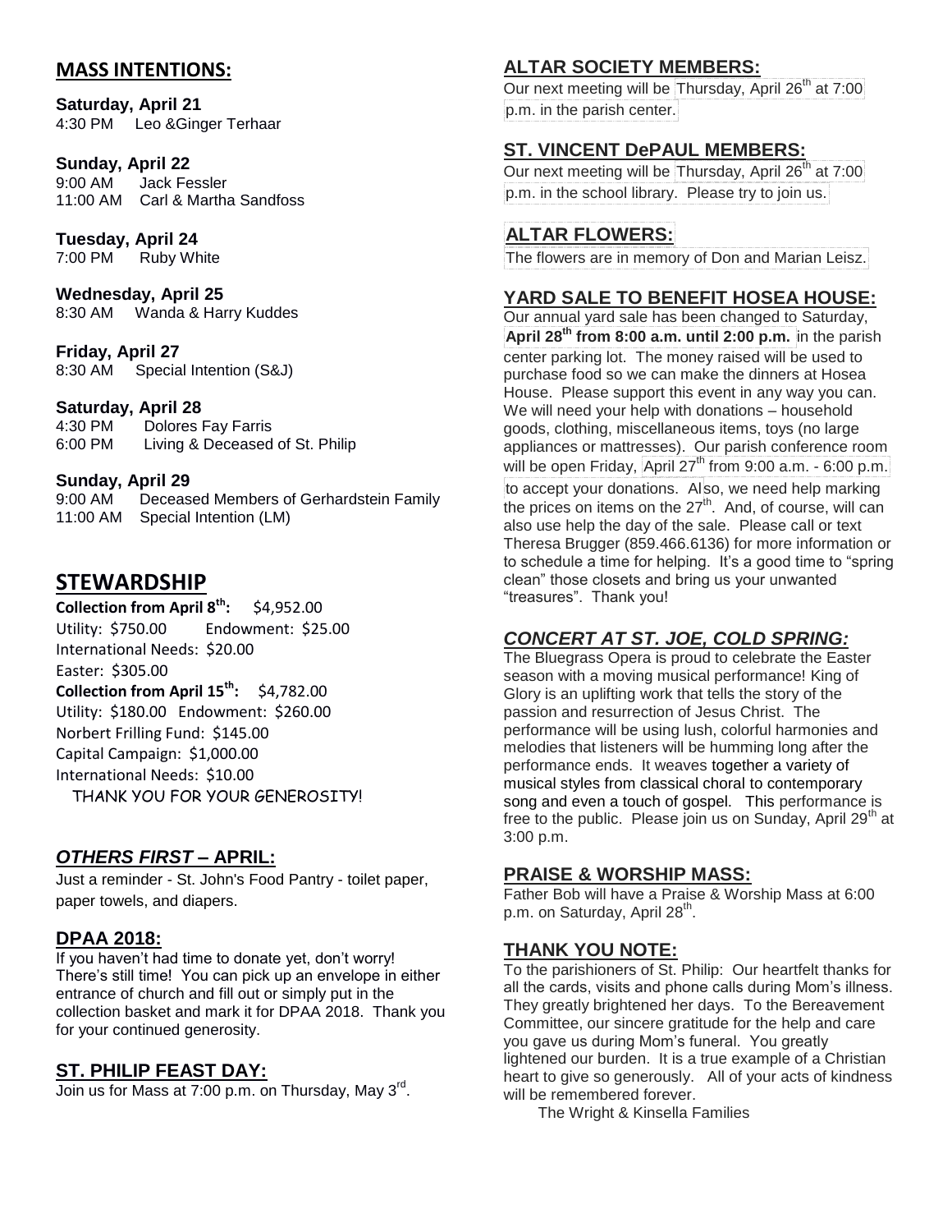## MASS INTENTIONS:

**Saturday, April 21**
4:30 PM Leo &Ginger Terhaar

**Sunday, April 22**
9:00 AM Jack Fessler
11:00 AM Carl & Martha Sandfoss

**Tuesday, April 24**
7:00 PM Ruby White

**Wednesday, April 25**
8:30 AM Wanda & Harry Kuddes

**Friday, April 27**
8:30 AM Special Intention (S&J)

**Saturday, April 28**
4:30 PM Dolores Fay Farris
6:00 PM Living & Deceased of St. Philip

**Sunday, April 29**
9:00 AM Deceased Members of Gerhardstein Family
11:00 AM Special Intention (LM)

## STEWARDSHIP

**Collection from April 8th:** $4,952.00
Utility: $750.00 Endowment: $25.00
International Needs: $20.00
Easter: $305.00
**Collection from April 15th:** $4,782.00
Utility: $180.00 Endowment: $260.00
Norbert Frilling Fund: $145.00
Capital Campaign: $1,000.00
International Needs: $10.00
THANK YOU FOR YOUR GENEROSITY!

### *OTHERS FIRST* – APRIL:

Just a reminder - St. John's Food Pantry - toilet paper, paper towels, and diapers.

### DPAA 2018:

If you haven't had time to donate yet, don't worry! There's still time! You can pick up an envelope in either entrance of church and fill out or simply put in the collection basket and mark it for DPAA 2018. Thank you for your continued generosity.

### ST. PHILIP FEAST DAY:

Join us for Mass at 7:00 p.m. on Thursday, May 3rd.

### ALTAR SOCIETY MEMBERS:

Our next meeting will be Thursday, April 26th at 7:00 p.m. in the parish center.

### ST. VINCENT DePAUL MEMBERS:

Our next meeting will be Thursday, April 26th at 7:00 p.m. in the school library. Please try to join us.

### ALTAR FLOWERS:

The flowers are in memory of Don and Marian Leisz.

### YARD SALE TO BENEFIT HOSEA HOUSE:

Our annual yard sale has been changed to Saturday, **April 28th from 8:00 a.m. until 2:00 p.m.** in the parish center parking lot. The money raised will be used to purchase food so we can make the dinners at Hosea House. Please support this event in any way you can. We will need your help with donations – household goods, clothing, miscellaneous items, toys (no large appliances or mattresses). Our parish conference room will be open Friday, April 27th from 9:00 a.m. - 6:00 p.m. to accept your donations. Also, we need help marking the prices on items on the 27th. And, of course, will can also use help the day of the sale. Please call or text Theresa Brugger (859.466.6136) for more information or to schedule a time for helping. It's a good time to "spring clean" those closets and bring us your unwanted "treasures". Thank you!

### *CONCERT AT ST. JOE, COLD SPRING:*

The Bluegrass Opera is proud to celebrate the Easter season with a moving musical performance! King of Glory is an uplifting work that tells the story of the passion and resurrection of Jesus Christ. The performance will be using lush, colorful harmonies and melodies that listeners will be humming long after the performance ends. It weaves together a variety of musical styles from classical choral to contemporary song and even a touch of gospel. This performance is free to the public. Please join us on Sunday, April 29th at 3:00 p.m.

### PRAISE & WORSHIP MASS:

Father Bob will have a Praise & Worship Mass at 6:00 p.m. on Saturday, April 28th.

### THANK YOU NOTE:

To the parishioners of St. Philip: Our heartfelt thanks for all the cards, visits and phone calls during Mom's illness. They greatly brightened her days. To the Bereavement Committee, our sincere gratitude for the help and care you gave us during Mom's funeral. You greatly lightened our burden. It is a true example of a Christian heart to give so generously. All of your acts of kindness will be remembered forever.

The Wright & Kinsella Families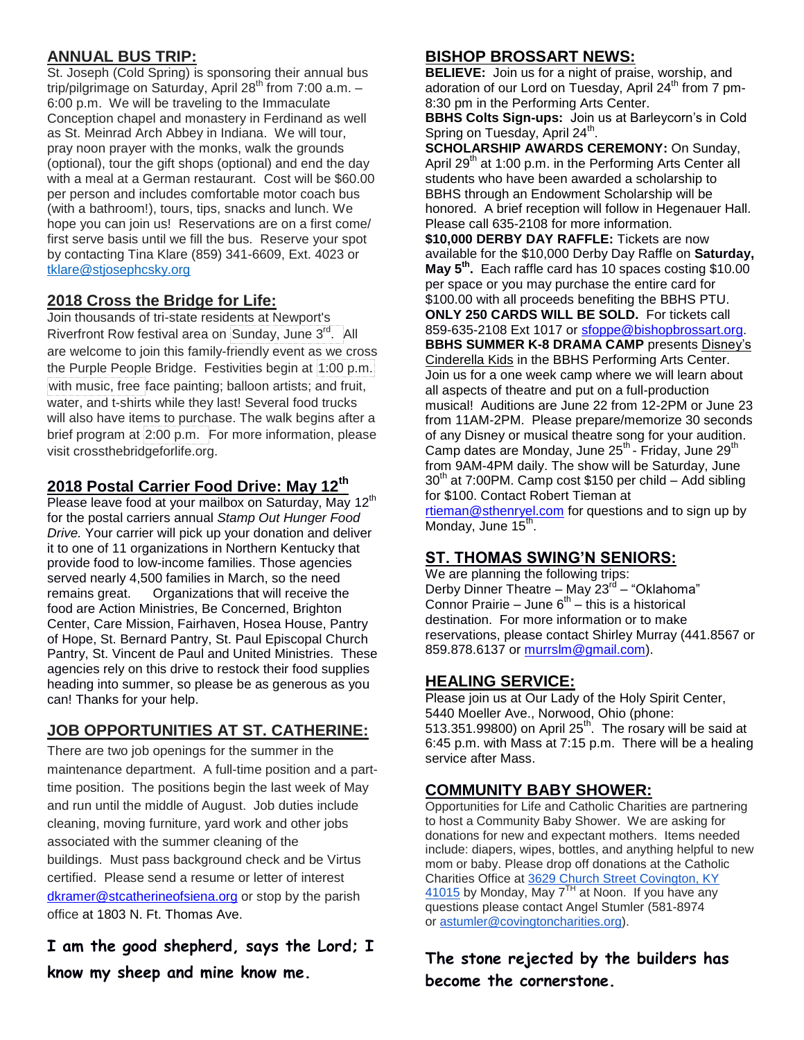## ANNUAL BUS TRIP:

St. Joseph (Cold Spring) is sponsoring their annual bus trip/pilgrimage on Saturday, April 28th from 7:00 a.m. – 6:00 p.m. We will be traveling to the Immaculate Conception chapel and monastery in Ferdinand as well as St. Meinrad Arch Abbey in Indiana. We will tour, pray noon prayer with the monks, walk the grounds (optional), tour the gift shops (optional) and end the day with a meal at a German restaurant. Cost will be $60.00 per person and includes comfortable motor coach bus (with a bathroom!), tours, tips, snacks and lunch. We hope you can join us! Reservations are on a first come/ first serve basis until we fill the bus. Reserve your spot by contacting Tina Klare (859) 341-6609, Ext. 4023 or tklare@stjosephcsky.org

## 2018 Cross the Bridge for Life:

Join thousands of tri-state residents at Newport's Riverfront Row festival area on Sunday, June 3rd. All are welcome to join this family-friendly event as we cross the Purple People Bridge. Festivities begin at 1:00 p.m. with music, free face painting; balloon artists; and fruit, water, and t-shirts while they last! Several food trucks will also have items to purchase. The walk begins after a brief program at 2:00 p.m. For more information, please visit crossthebridgeforlife.org.

## 2018 Postal Carrier Food Drive: May 12th

Please leave food at your mailbox on Saturday, May 12th for the postal carriers annual *Stamp Out Hunger Food Drive.* Your carrier will pick up your donation and deliver it to one of 11 organizations in Northern Kentucky that provide food to low-income families. Those agencies served nearly 4,500 families in March, so the need remains great. Organizations that will receive the food are Action Ministries, Be Concerned, Brighton Center, Care Mission, Fairhaven, Hosea House, Pantry of Hope, St. Bernard Pantry, St. Paul Episcopal Church Pantry, St. Vincent de Paul and United Ministries. These agencies rely on this drive to restock their food supplies heading into summer, so please be as generous as you can! Thanks for your help.

## JOB OPPORTUNITIES AT ST. CATHERINE:

There are two job openings for the summer in the maintenance department. A full-time position and a part-time position. The positions begin the last week of May and run until the middle of August. Job duties include cleaning, moving furniture, yard work and other jobs associated with the summer cleaning of the buildings. Must pass background check and be Virtus certified. Please send a resume or letter of interest dkramer@stcatherineofsiena.org or stop by the parish office at 1803 N. Ft. Thomas Ave.

**I am the good shepherd, says the Lord; I know my sheep and mine know me.**

## BISHOP BROSSART NEWS:

**BELIEVE:** Join us for a night of praise, worship, and adoration of our Lord on Tuesday, April 24th from 7 pm-8:30 pm in the Performing Arts Center.

**BBHS Colts Sign-ups:** Join us at Barleycorn's in Cold Spring on Tuesday, April 24th.

**SCHOLARSHIP AWARDS CEREMONY:** On Sunday, April 29th at 1:00 p.m. in the Performing Arts Center all students who have been awarded a scholarship to BBHS through an Endowment Scholarship will be honored. A brief reception will follow in Hegenauer Hall. Please call 635-2108 for more information.

**$10,000 DERBY DAY RAFFLE:** Tickets are now available for the $10,000 Derby Day Raffle on **Saturday, May 5th.** Each raffle card has 10 spaces costing $10.00 per space or you may purchase the entire card for $100.00 with all proceeds benefiting the BBHS PTU. **ONLY 250 CARDS WILL BE SOLD.** For tickets call 859-635-2108 Ext 1017 or sfoppe@bishopbrossart.org.

**BBHS SUMMER K-8 DRAMA CAMP** presents Disney's Cinderella Kids in the BBHS Performing Arts Center. Join us for a one week camp where we will learn about all aspects of theatre and put on a full-production musical! Auditions are June 22 from 12-2PM or June 23 from 11AM-2PM. Please prepare/memorize 30 seconds of any Disney or musical theatre song for your audition. Camp dates are Monday, June 25th - Friday, June 29th from 9AM-4PM daily. The show will be Saturday, June 30th at 7:00PM. Camp cost $150 per child – Add sibling for $100. Contact Robert Tieman at rtieman@sthenryel.com for questions and to sign up by Monday, June 15th.

## ST. THOMAS SWING'N SENIORS:

We are planning the following trips:
Derby Dinner Theatre – May 23rd – "Oklahoma"
Connor Prairie – June 6th – this is a historical destination. For more information or to make reservations, please contact Shirley Murray (441.8567 or 859.878.6137 or murrslm@gmail.com).

## HEALING SERVICE:

Please join us at Our Lady of the Holy Spirit Center, 5440 Moeller Ave., Norwood, Ohio (phone: 513.351.99800) on April 25th. The rosary will be said at 6:45 p.m. with Mass at 7:15 p.m. There will be a healing service after Mass.

## COMMUNITY BABY SHOWER:

Opportunities for Life and Catholic Charities are partnering to host a Community Baby Shower. We are asking for donations for new and expectant mothers. Items needed include: diapers, wipes, bottles, and anything helpful to new mom or baby. Please drop off donations at the Catholic Charities Office at 3629 Church Street Covington, KY 41015 by Monday, May 7TH at Noon. If you have any questions please contact Angel Stumler (581-8974 or astumler@covingtoncharities.org).

**The stone rejected by the builders has become the cornerstone.**